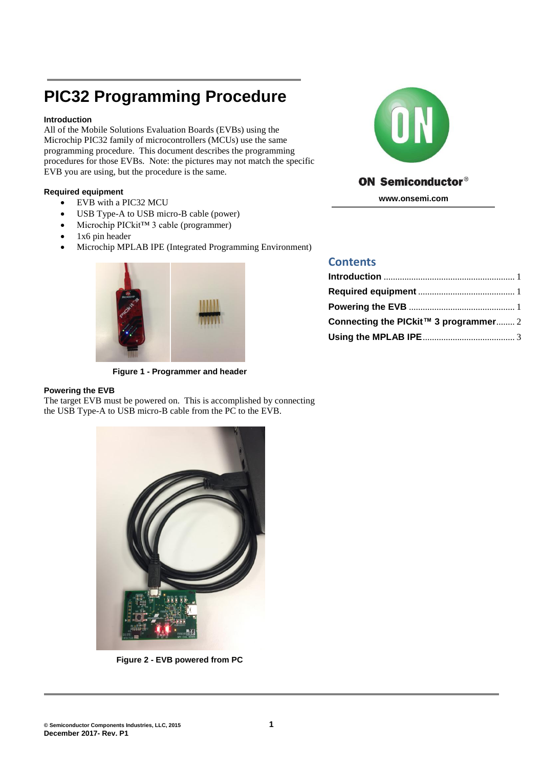# PIC32 Programming Procedure

### Introduction

All of the Mobile Solutions Evaluation Boards (EVBs) using the Microchip PIC32 family of microcontrollers (MCUs) use the same programming procedure. This document describes the programming procedures for those EVBs. Note: the pictures may not match the specific EVB you are using, but the procedure is the same.

ON Semiconductor®

www.onsemi.com

### Required equipment

- EVB with a PIC32 MCU
- USB Type-A to USB micro-B cable (power)
- Microchip PICkit™ 3 cable (programmer)
- 1x6 pin header
- Microchip MPLAB IPE (Integrated Programming Environment)

**Figure 1 - Programmer and header**

## Contents

**Introduction** ........................................................ 1
**Required equipment** .......................................... 1
**Powering the EVB** ............................................. 1
**Connecting the PICkit™ 3 programmer** ........ 2
**Using the MPLAB IPE** ........................................ 3

### Powering the EVB

The target EVB must be powered on. This is accomplished by connecting the USB Type-A to USB micro-B cable from the PC to the EVB.

**Figure 2 - EVB powered from PC**

© Semiconductor Components Industries, LLC, 2015
December 2017- Rev. P1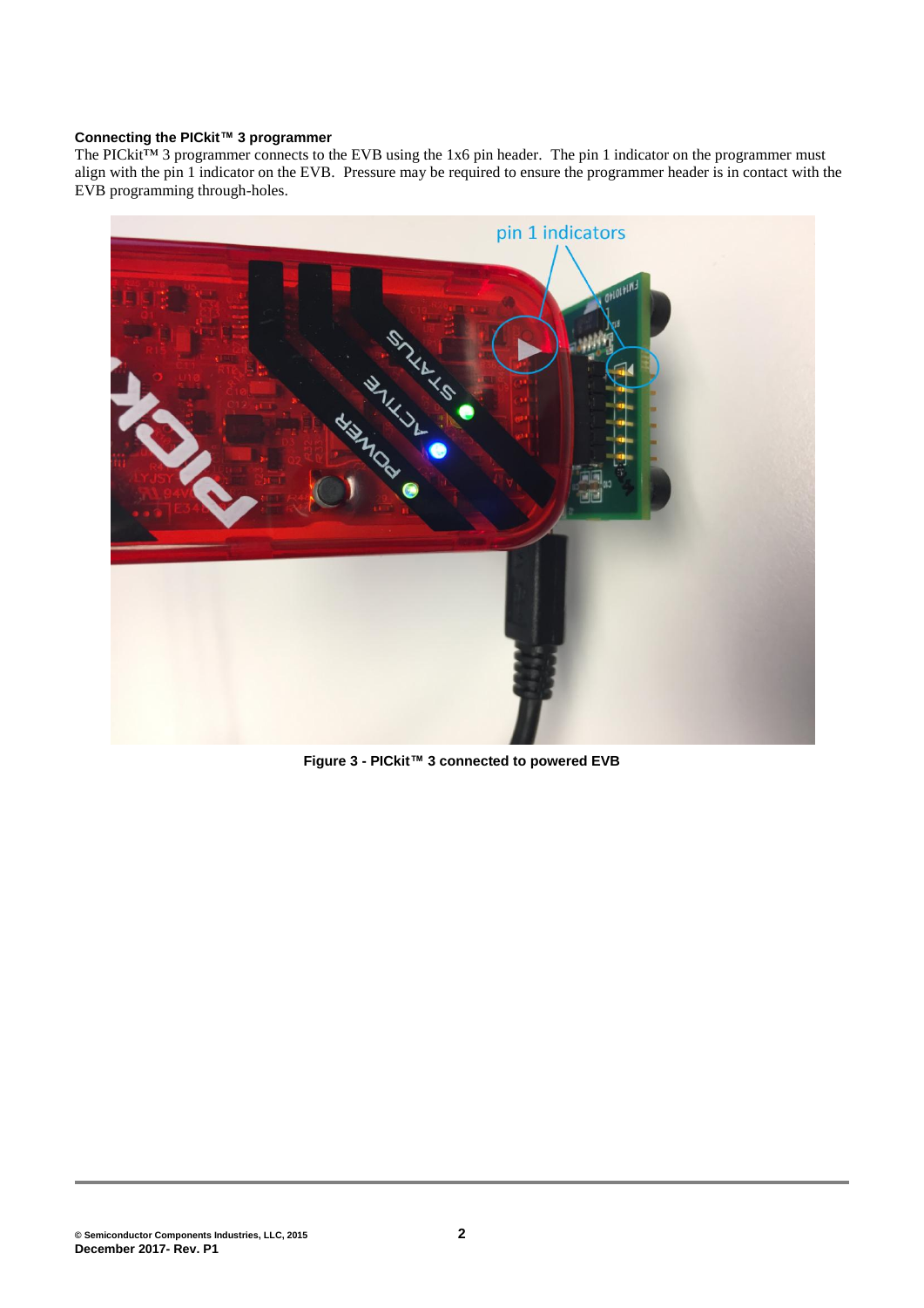**Connecting the PICkit™ 3 programmer**

The PICkit™ 3 programmer connects to the EVB using the 1x6 pin header. The pin 1 indicator on the programmer must align with the pin 1 indicator on the EVB. Pressure may be required to ensure the programmer header is in contact with the EVB programming through-holes.

**Figure 3 - PICkit™ 3 connected to powered EVB**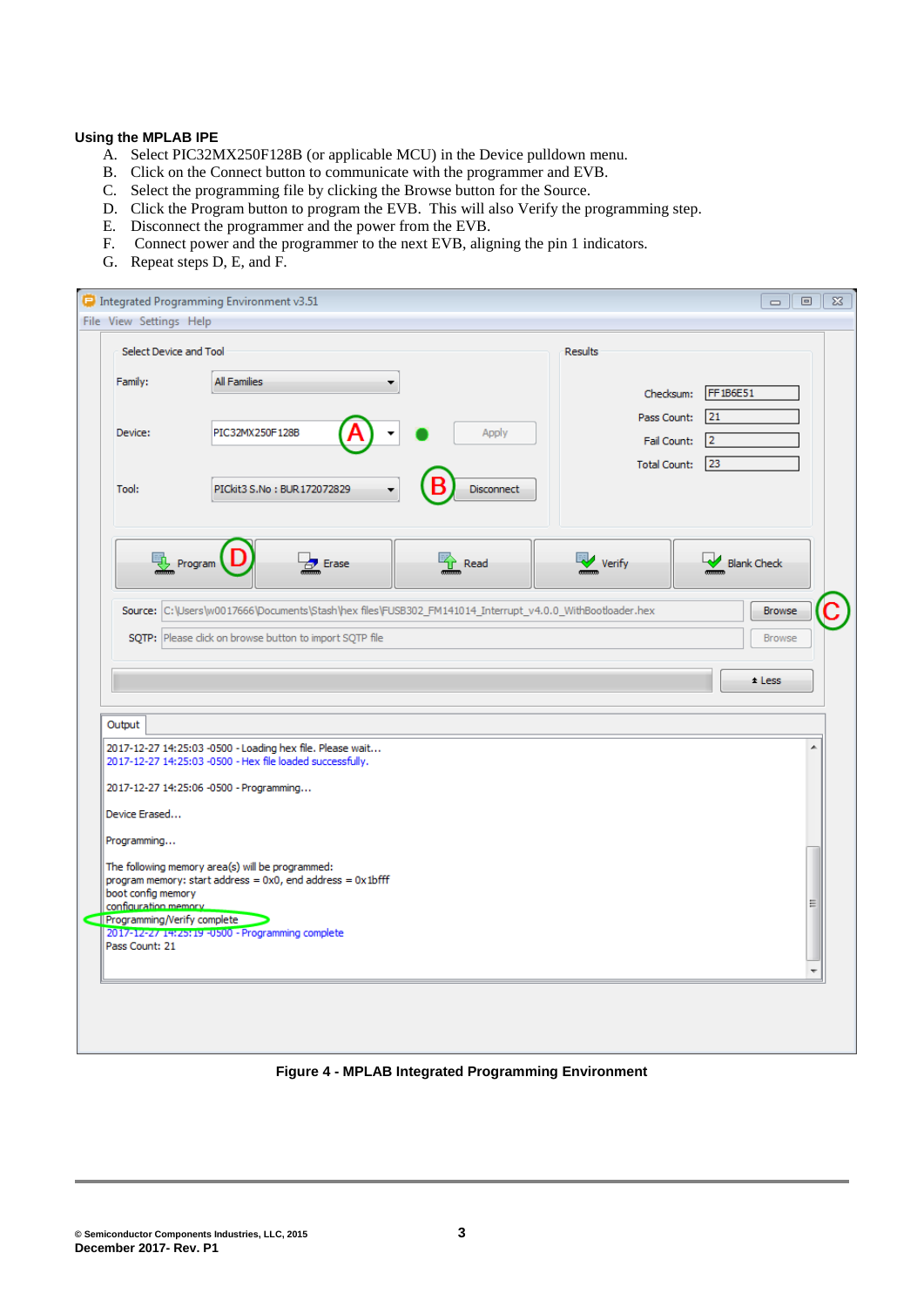**Using the MPLAB IPE**

A. Select PIC32MX250F128B (or applicable MCU) in the Device pulldown menu.
B. Click on the Connect button to communicate with the programmer and EVB.
C. Select the programming file by clicking the Browse button for the Source.
D. Click the Program button to program the EVB. This will also Verify the programming step.
E. Disconnect the programmer and the power from the EVB.
F. Connect power and the programmer to the next EVB, aligning the pin 1 indicators.
G. Repeat steps D, E, and F.

**Figure 4 - MPLAB Integrated Programming Environment**

© Semiconductor Components Industries, LLC, 2015
December 2017- Rev. P1